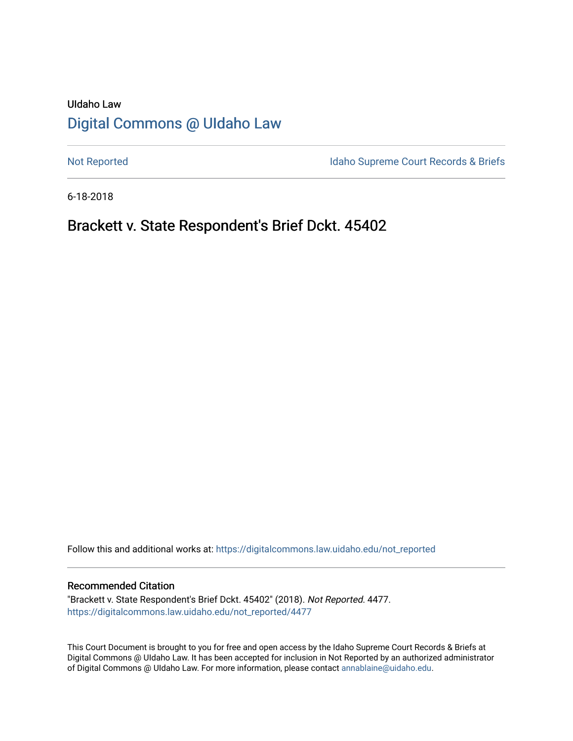UIdaho Law

# Digital Commons @ UIdaho Law

Not Reported

Idaho Supreme Court Records & Briefs

6-18-2018

## Brackett v. State Respondent's Brief Dckt. 45402

Follow this and additional works at: https://digitalcommons.law.uidaho.edu/not_reported

### Recommended Citation

"Brackett v. State Respondent's Brief Dckt. 45402" (2018). *Not Reported*. 4477.
https://digitalcommons.law.uidaho.edu/not_reported/4477

This Court Document is brought to you for free and open access by the Idaho Supreme Court Records & Briefs at Digital Commons @ UIdaho Law. It has been accepted for inclusion in Not Reported by an authorized administrator of Digital Commons @ UIdaho Law. For more information, please contact annablaine@uidaho.edu.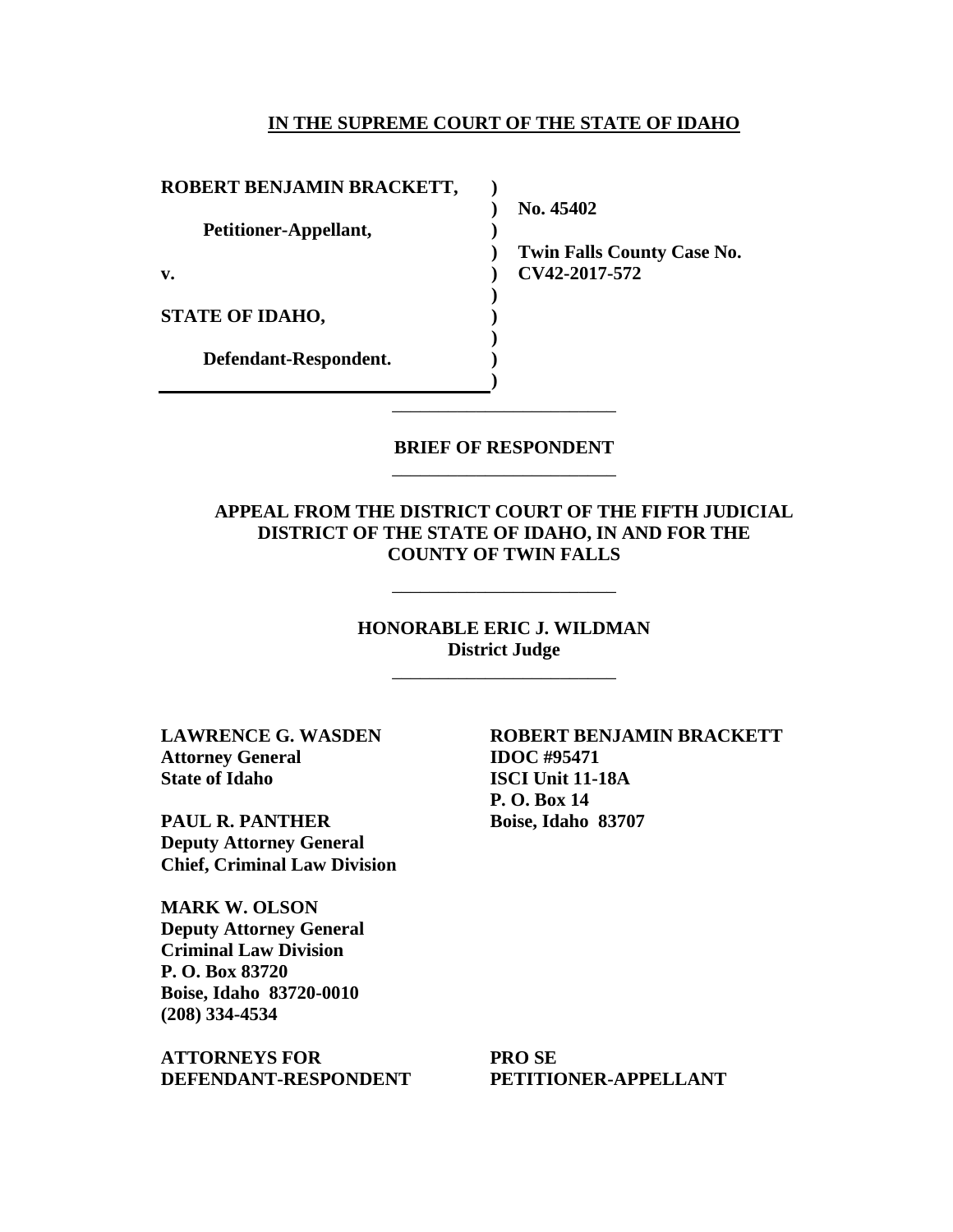**IN THE SUPREME COURT OF THE STATE OF IDAHO**

| | | |
|---|---|---|
| **ROBERT BENJAMIN BRACKETT,** | ) | |
| | ) | **No. 45402** |
| **Petitioner-Appellant,** | ) | |
| | ) | **Twin Falls County Case No.** |
| **v.** | ) | **CV42-2017-572** |
| | ) | |
| **STATE OF IDAHO,** | ) | |
| | ) | |
| **Defendant-Respondent.** | ) | |
| | ) | |

---

**BRIEF OF RESPONDENT**

---

**APPEAL FROM THE DISTRICT COURT OF THE FIFTH JUDICIAL DISTRICT OF THE STATE OF IDAHO, IN AND FOR THE COUNTY OF TWIN FALLS**

---

**HONORABLE ERIC J. WILDMAN**
**District Judge**

---

**LAWRENCE G. WASDEN**
**Attorney General**
**State of Idaho**

**PAUL R. PANTHER**
**Deputy Attorney General**
**Chief, Criminal Law Division**

**MARK W. OLSON**
**Deputy Attorney General**
**Criminal Law Division**
**P. O. Box 83720**
**Boise, Idaho 83720-0010**
**(208) 334-4534**

**ATTORNEYS FOR**
**DEFENDANT-RESPONDENT**

**ROBERT BENJAMIN BRACKETT**
**IDOC #95471**
**ISCI Unit 11-18A**
**P. O. Box 14**
**Boise, Idaho 83707**

**PRO SE**
**PETITIONER-APPELLANT**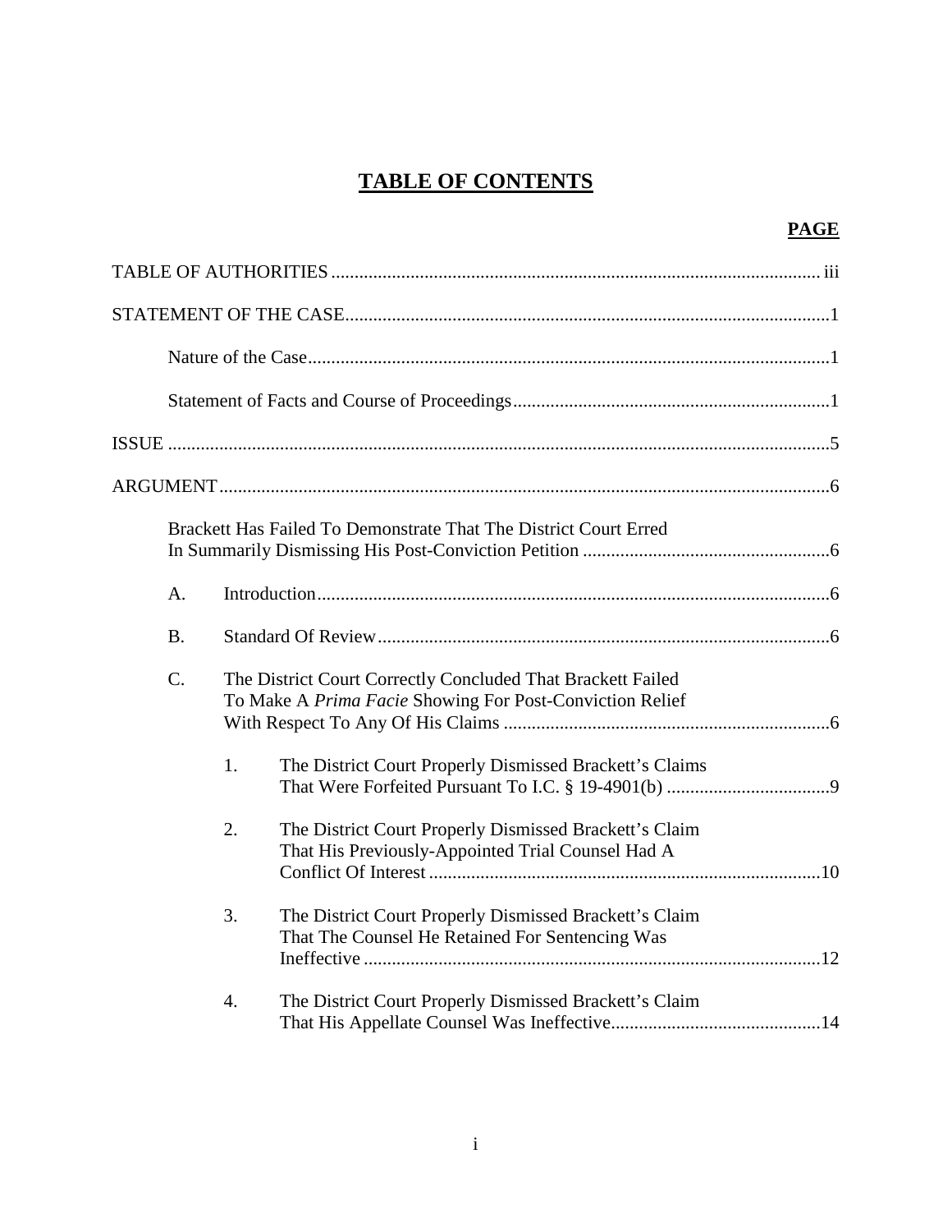# TABLE OF CONTENTS

**PAGE**

TABLE OF AUTHORITIES ........................................................................................................ iii

STATEMENT OF THE CASE.......................................................................................................1

Nature of the Case...............................................................................................................1

Statement of Facts and Course of Proceedings....................................................................1

ISSUE ..............................................................................................................................................5

ARGUMENT...................................................................................................................................6

Brackett Has Failed To Demonstrate That The District Court Erred In Summarily Dismissing His Post-Conviction Petition .....................................................6

A. Introduction..............................................................................................................6

B. Standard Of Review.................................................................................................6

C. The District Court Correctly Concluded That Brackett Failed To Make A *Prima Facie* Showing For Post-Conviction Relief With Respect To Any Of His Claims ......................................................................6

1. The District Court Properly Dismissed Brackett's Claims That Were Forfeited Pursuant To I.C. § 19-4901(b) ...................................9

2. The District Court Properly Dismissed Brackett's Claim That His Previously-Appointed Trial Counsel Had A Conflict Of Interest ....................................................................................10

3. The District Court Properly Dismissed Brackett's Claim That The Counsel He Retained For Sentencing Was Ineffective ..................................................................................................12

4. The District Court Properly Dismissed Brackett's Claim That His Appellate Counsel Was Ineffective.............................................14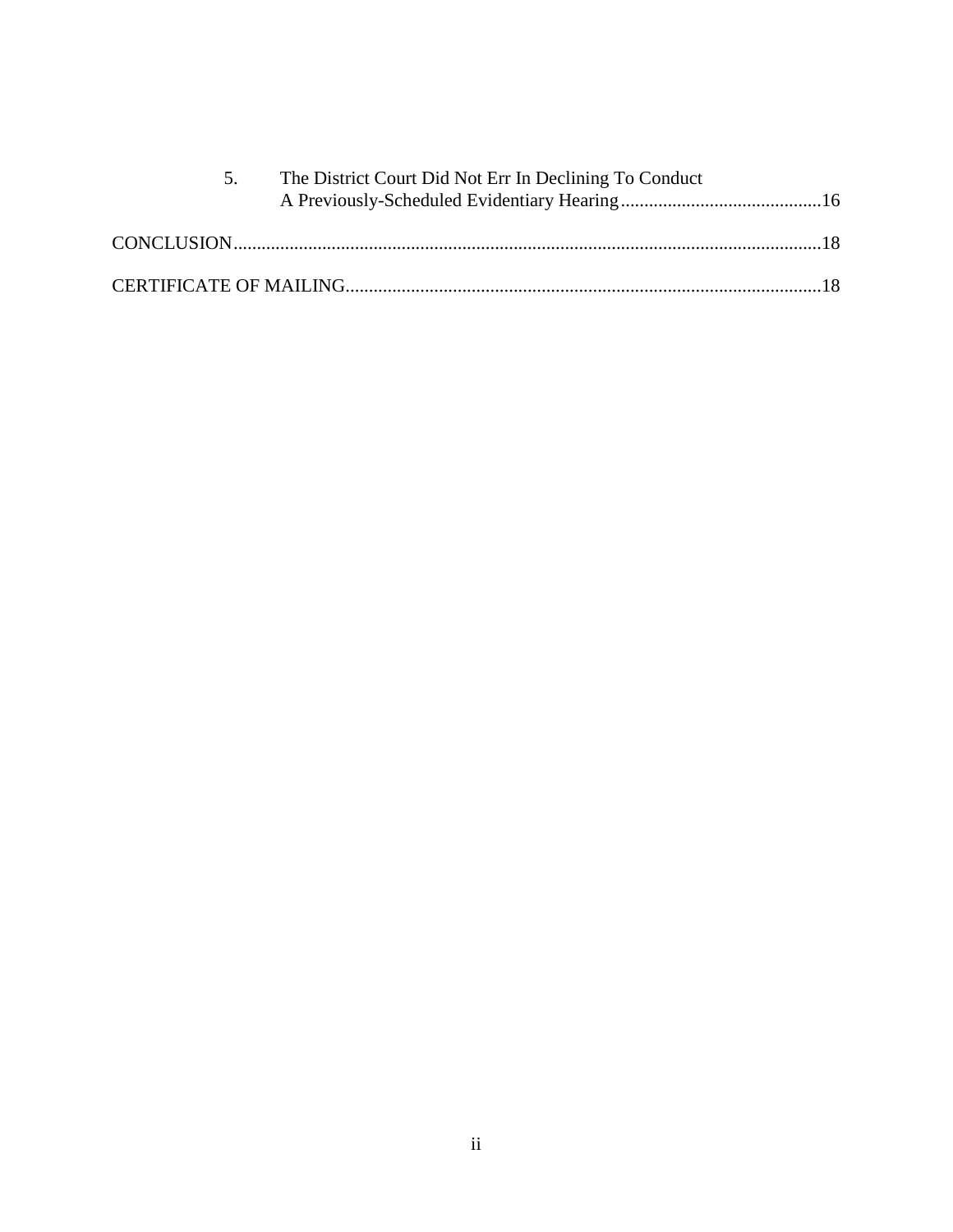5. The District Court Did Not Err In Declining To Conduct A Previously-Scheduled Evidentiary Hearing ........................................... 16

CONCLUSION ........................................................................................................................... 18

CERTIFICATE OF MAILING ..................................................................................................... 18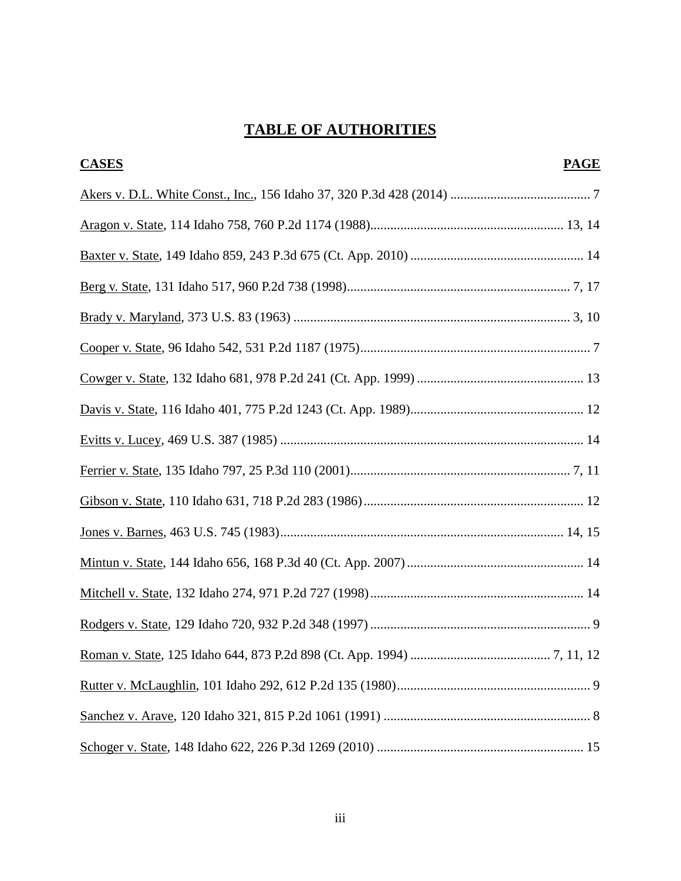## TABLE OF AUTHORITIES

| CASES | PAGE |
|---|---|
| Akers v. D.L. White Const., Inc., 156 Idaho 37, 320 P.3d 428 (2014) | 7 |
| Aragon v. State, 114 Idaho 758, 760 P.2d 1174 (1988) | 13, 14 |
| Baxter v. State, 149 Idaho 859, 243 P.3d 675 (Ct. App. 2010) | 14 |
| Berg v. State, 131 Idaho 517, 960 P.2d 738 (1998) | 7, 17 |
| Brady v. Maryland, 373 U.S. 83 (1963) | 3, 10 |
| Cooper v. State, 96 Idaho 542, 531 P.2d 1187 (1975) | 7 |
| Cowger v. State, 132 Idaho 681, 978 P.2d 241 (Ct. App. 1999) | 13 |
| Davis v. State, 116 Idaho 401, 775 P.2d 1243 (Ct. App. 1989) | 12 |
| Evitts v. Lucey, 469 U.S. 387 (1985) | 14 |
| Ferrier v. State, 135 Idaho 797, 25 P.3d 110 (2001) | 7, 11 |
| Gibson v. State, 110 Idaho 631, 718 P.2d 283 (1986) | 12 |
| Jones v. Barnes, 463 U.S. 745 (1983) | 14, 15 |
| Mintun v. State, 144 Idaho 656, 168 P.3d 40 (Ct. App. 2007) | 14 |
| Mitchell v. State, 132 Idaho 274, 971 P.2d 727 (1998) | 14 |
| Rodgers v. State, 129 Idaho 720, 932 P.2d 348 (1997) | 9 |
| Roman v. State, 125 Idaho 644, 873 P.2d 898 (Ct. App. 1994) | 7, 11, 12 |
| Rutter v. McLaughlin, 101 Idaho 292, 612 P.2d 135 (1980) | 9 |
| Sanchez v. Arave, 120 Idaho 321, 815 P.2d 1061 (1991) | 8 |
| Schoger v. State, 148 Idaho 622, 226 P.3d 1269 (2010) | 15 |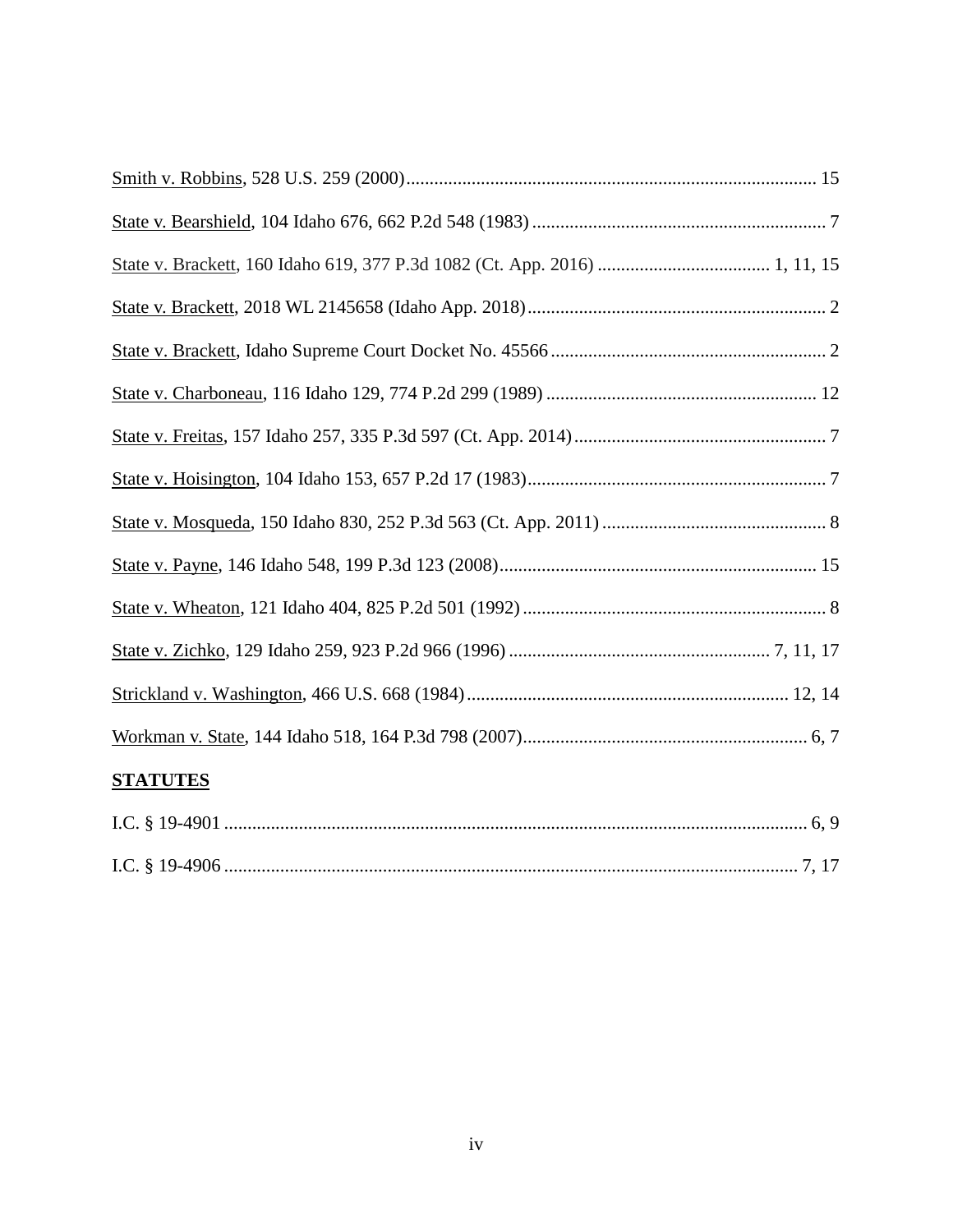Smith v. Robbins, 528 U.S. 259 (2000)........................................................................................ 15

State v. Bearshield, 104 Idaho 676, 662 P.2d 548 (1983)............................................................... 7

State v. Brackett, 160 Idaho 619, 377 P.3d 1082 (Ct. App. 2016)..................................... 1, 11, 15

State v. Brackett, 2018 WL 2145658 (Idaho App. 2018)................................................................ 2

State v. Brackett, Idaho Supreme Court Docket No. 45566........................................................... 2

State v. Charboneau, 116 Idaho 129, 774 P.2d 299 (1989)........................................................... 12

State v. Freitas, 157 Idaho 257, 335 P.3d 597 (Ct. App. 2014)...................................................... 7

State v. Hoisington, 104 Idaho 153, 657 P.2d 17 (1983)................................................................ 7

State v. Mosqueda, 150 Idaho 830, 252 P.3d 563 (Ct. App. 2011)................................................ 8

State v. Payne, 146 Idaho 548, 199 P.3d 123 (2008).................................................................... 15

State v. Wheaton, 121 Idaho 404, 825 P.2d 501 (1992)................................................................. 8

State v. Zichko, 129 Idaho 259, 923 P.2d 966 (1996)........................................................ 7, 11, 17

Strickland v. Washington, 466 U.S. 668 (1984)..................................................................... 12, 14

Workman v. State, 144 Idaho 518, 164 P.3d 798 (2007)............................................................. 6, 7

**STATUTES**

I.C. § 19-4901............................................................................................................................. 6, 9

I.C. § 19-4906........................................................................................................................... 7, 17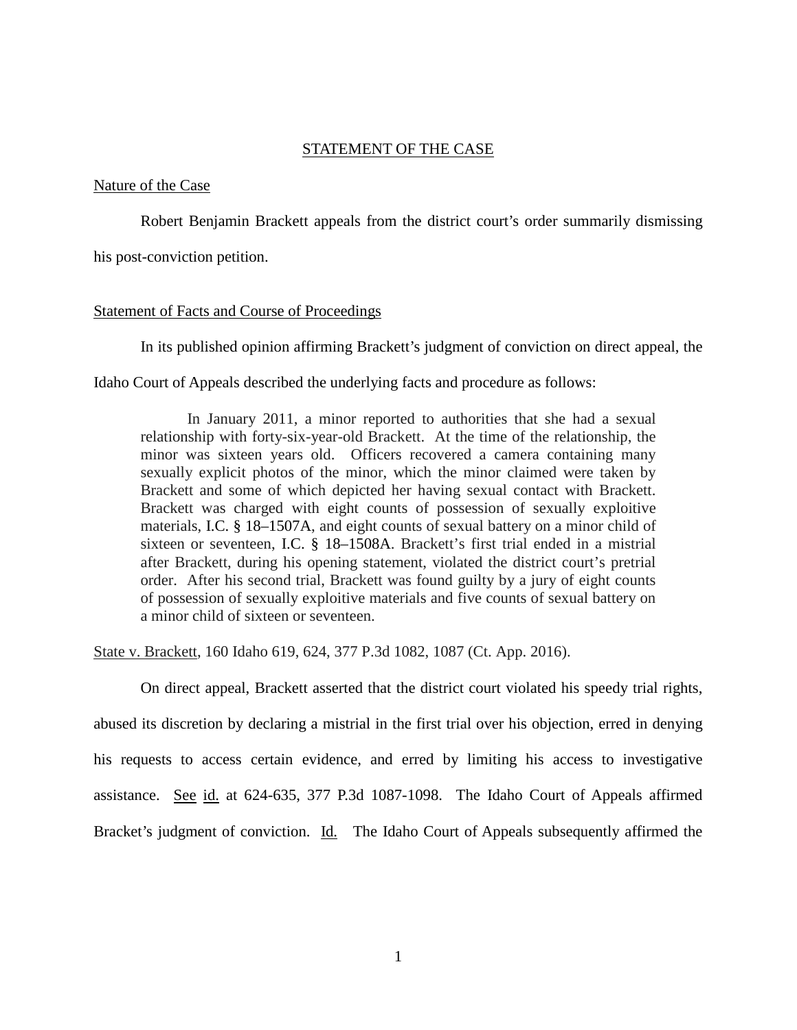## STATEMENT OF THE CASE

### Nature of the Case

Robert Benjamin Brackett appeals from the district court's order summarily dismissing his post-conviction petition.

### Statement of Facts and Course of Proceedings

In its published opinion affirming Brackett's judgment of conviction on direct appeal, the Idaho Court of Appeals described the underlying facts and procedure as follows:

> In January 2011, a minor reported to authorities that she had a sexual relationship with forty-six-year-old Brackett. At the time of the relationship, the minor was sixteen years old. Officers recovered a camera containing many sexually explicit photos of the minor, which the minor claimed were taken by Brackett and some of which depicted her having sexual contact with Brackett. Brackett was charged with eight counts of possession of sexually exploitive materials, I.C. § 18–1507A, and eight counts of sexual battery on a minor child of sixteen or seventeen, I.C. § 18–1508A. Brackett's first trial ended in a mistrial after Brackett, during his opening statement, violated the district court's pretrial order. After his second trial, Brackett was found guilty by a jury of eight counts of possession of sexually exploitive materials and five counts of sexual battery on a minor child of sixteen or seventeen.

State v. Brackett, 160 Idaho 619, 624, 377 P.3d 1082, 1087 (Ct. App. 2016).

On direct appeal, Brackett asserted that the district court violated his speedy trial rights, abused its discretion by declaring a mistrial in the first trial over his objection, erred in denying his requests to access certain evidence, and erred by limiting his access to investigative assistance. See id. at 624-635, 377 P.3d 1087-1098. The Idaho Court of Appeals affirmed Bracket's judgment of conviction. Id. The Idaho Court of Appeals subsequently affirmed the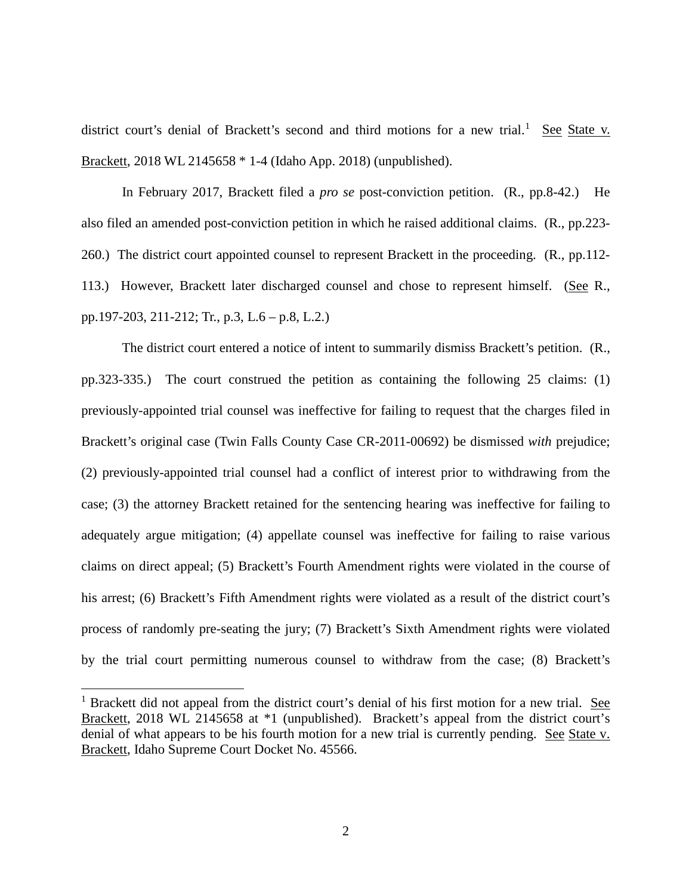district court's denial of Brackett's second and third motions for a new trial.[1] See State v. Brackett, 2018 WL 2145658 * 1-4 (Idaho App. 2018) (unpublished).

In February 2017, Brackett filed a *pro se* post-conviction petition. (R., pp.8-42.) He also filed an amended post-conviction petition in which he raised additional claims. (R., pp.223-260.) The district court appointed counsel to represent Brackett in the proceeding. (R., pp.112-113.) However, Brackett later discharged counsel and chose to represent himself. (See R., pp.197-203, 211-212; Tr., p.3, L.6 – p.8, L.2.)

The district court entered a notice of intent to summarily dismiss Brackett's petition. (R., pp.323-335.) The court construed the petition as containing the following 25 claims: (1) previously-appointed trial counsel was ineffective for failing to request that the charges filed in Brackett's original case (Twin Falls County Case CR-2011-00692) be dismissed *with* prejudice; (2) previously-appointed trial counsel had a conflict of interest prior to withdrawing from the case; (3) the attorney Brackett retained for the sentencing hearing was ineffective for failing to adequately argue mitigation; (4) appellate counsel was ineffective for failing to raise various claims on direct appeal; (5) Brackett's Fourth Amendment rights were violated in the course of his arrest; (6) Brackett's Fifth Amendment rights were violated as a result of the district court's process of randomly pre-seating the jury; (7) Brackett's Sixth Amendment rights were violated by the trial court permitting numerous counsel to withdraw from the case; (8) Brackett's

[1] Brackett did not appeal from the district court's denial of his first motion for a new trial. See Brackett, 2018 WL 2145658 at *1 (unpublished). Brackett's appeal from the district court's denial of what appears to be his fourth motion for a new trial is currently pending. See State v. Brackett, Idaho Supreme Court Docket No. 45566.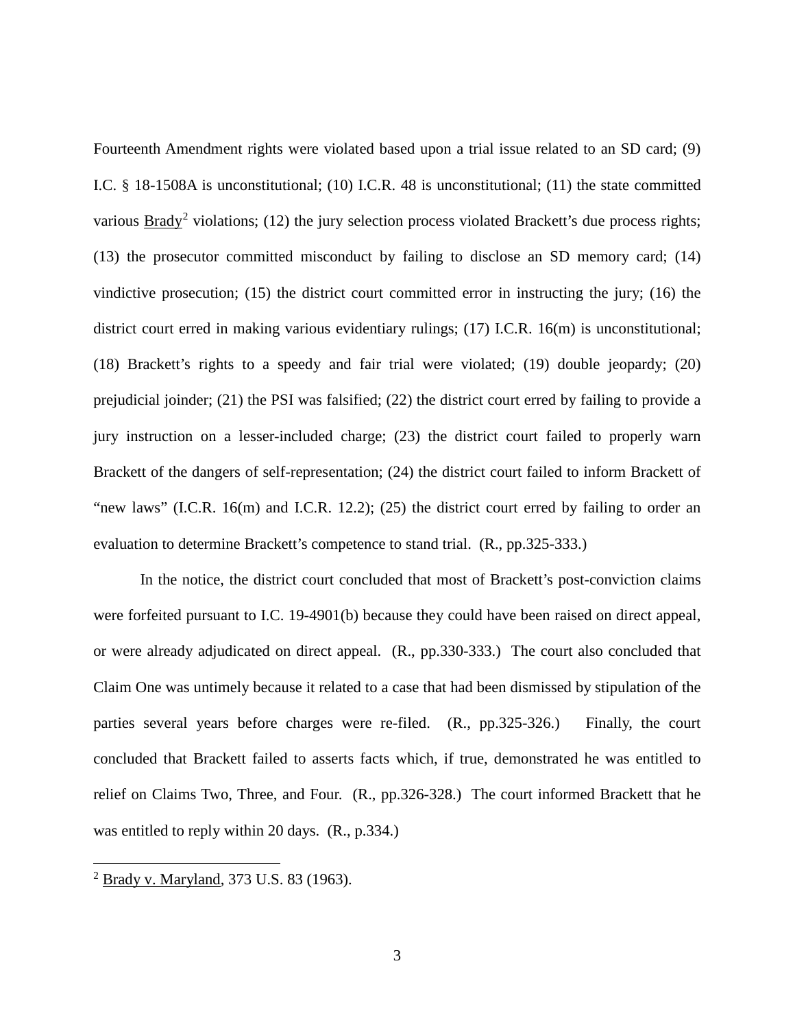Fourteenth Amendment rights were violated based upon a trial issue related to an SD card; (9) I.C. § 18-1508A is unconstitutional; (10) I.C.R. 48 is unconstitutional; (11) the state committed various Brady[2] violations; (12) the jury selection process violated Brackett's due process rights; (13) the prosecutor committed misconduct by failing to disclose an SD memory card; (14) vindictive prosecution; (15) the district court committed error in instructing the jury; (16) the district court erred in making various evidentiary rulings; (17) I.C.R. 16(m) is unconstitutional; (18) Brackett's rights to a speedy and fair trial were violated; (19) double jeopardy; (20) prejudicial joinder; (21) the PSI was falsified; (22) the district court erred by failing to provide a jury instruction on a lesser-included charge; (23) the district court failed to properly warn Brackett of the dangers of self-representation; (24) the district court failed to inform Brackett of "new laws" (I.C.R. 16(m) and I.C.R. 12.2); (25) the district court erred by failing to order an evaluation to determine Brackett's competence to stand trial. (R., pp.325-333.)

In the notice, the district court concluded that most of Brackett's post-conviction claims were forfeited pursuant to I.C. 19-4901(b) because they could have been raised on direct appeal, or were already adjudicated on direct appeal. (R., pp.330-333.) The court also concluded that Claim One was untimely because it related to a case that had been dismissed by stipulation of the parties several years before charges were re-filed. (R., pp.325-326.) Finally, the court concluded that Brackett failed to asserts facts which, if true, demonstrated he was entitled to relief on Claims Two, Three, and Four. (R., pp.326-328.) The court informed Brackett that he was entitled to reply within 20 days. (R., p.334.)

---

[2] Brady v. Maryland, 373 U.S. 83 (1963).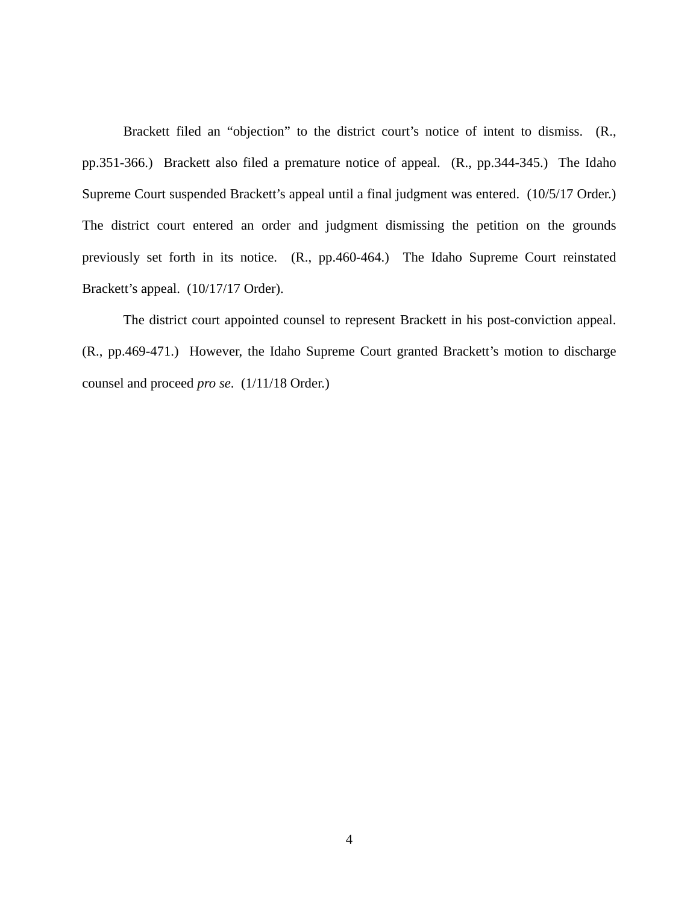Brackett filed an "objection" to the district court's notice of intent to dismiss. (R., pp.351-366.) Brackett also filed a premature notice of appeal. (R., pp.344-345.) The Idaho Supreme Court suspended Brackett's appeal until a final judgment was entered. (10/5/17 Order.) The district court entered an order and judgment dismissing the petition on the grounds previously set forth in its notice. (R., pp.460-464.) The Idaho Supreme Court reinstated Brackett's appeal. (10/17/17 Order).

The district court appointed counsel to represent Brackett in his post-conviction appeal. (R., pp.469-471.) However, the Idaho Supreme Court granted Brackett's motion to discharge counsel and proceed *pro se*. (1/11/18 Order.)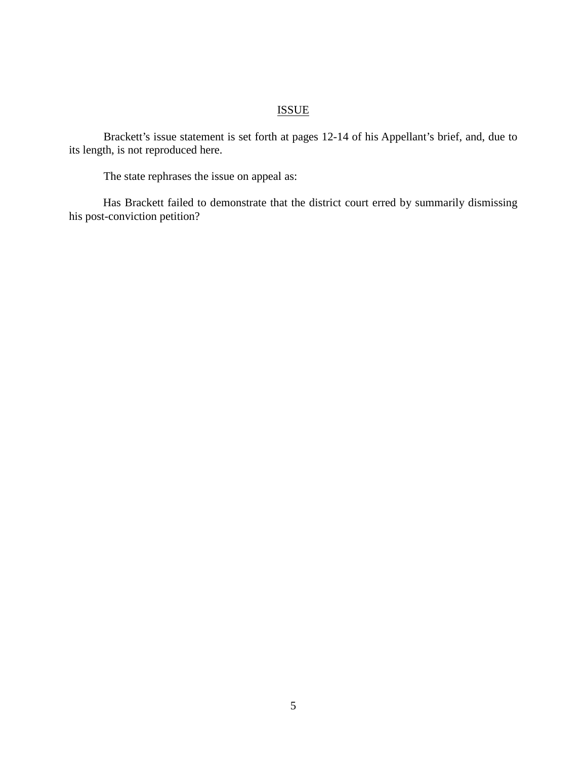## ISSUE

Brackett's issue statement is set forth at pages 12-14 of his Appellant's brief, and, due to its length, is not reproduced here.

The state rephrases the issue on appeal as:

Has Brackett failed to demonstrate that the district court erred by summarily dismissing his post-conviction petition?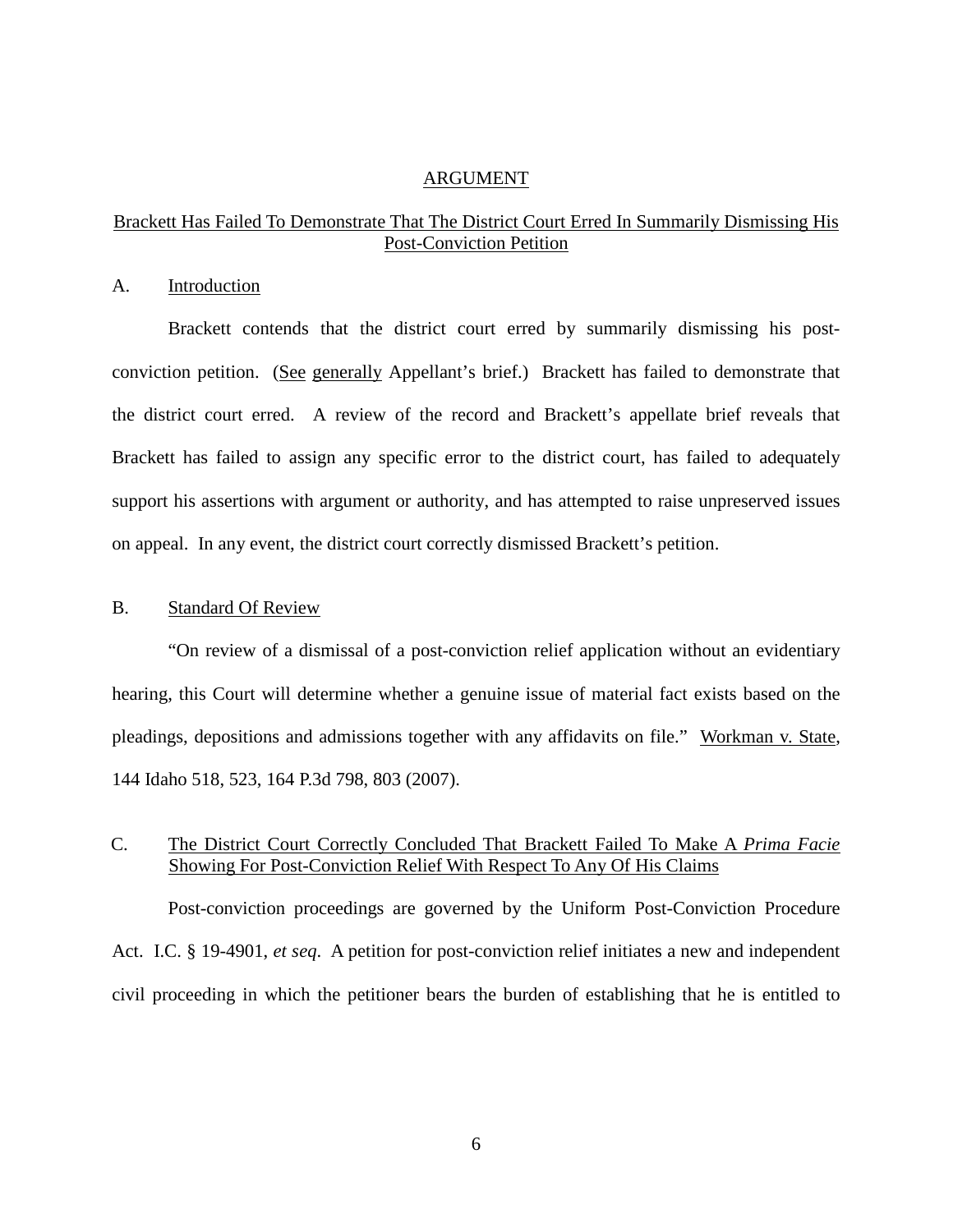## ARGUMENT

### Brackett Has Failed To Demonstrate That The District Court Erred In Summarily Dismissing His Post-Conviction Petition

#### A. Introduction

Brackett contends that the district court erred by summarily dismissing his post-conviction petition. (See generally Appellant's brief.) Brackett has failed to demonstrate that the district court erred. A review of the record and Brackett's appellate brief reveals that Brackett has failed to assign any specific error to the district court, has failed to adequately support his assertions with argument or authority, and has attempted to raise unpreserved issues on appeal. In any event, the district court correctly dismissed Brackett's petition.

#### B. Standard Of Review

"On review of a dismissal of a post-conviction relief application without an evidentiary hearing, this Court will determine whether a genuine issue of material fact exists based on the pleadings, depositions and admissions together with any affidavits on file." Workman v. State, 144 Idaho 518, 523, 164 P.3d 798, 803 (2007).

#### C. The District Court Correctly Concluded That Brackett Failed To Make A *Prima Facie* Showing For Post-Conviction Relief With Respect To Any Of His Claims

Post-conviction proceedings are governed by the Uniform Post-Conviction Procedure Act. I.C. § 19-4901, *et seq*. A petition for post-conviction relief initiates a new and independent civil proceeding in which the petitioner bears the burden of establishing that he is entitled to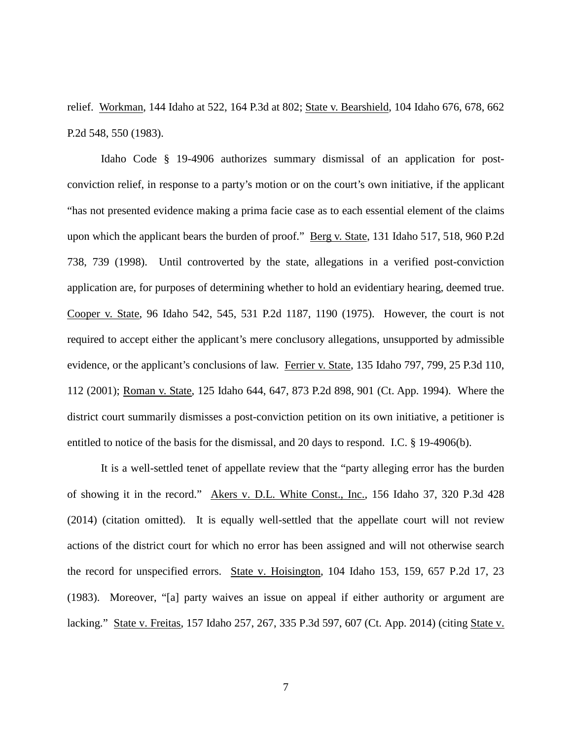relief. Workman, 144 Idaho at 522, 164 P.3d at 802; State v. Bearshield, 104 Idaho 676, 678, 662 P.2d 548, 550 (1983).

Idaho Code § 19-4906 authorizes summary dismissal of an application for post-conviction relief, in response to a party's motion or on the court's own initiative, if the applicant "has not presented evidence making a prima facie case as to each essential element of the claims upon which the applicant bears the burden of proof." Berg v. State, 131 Idaho 517, 518, 960 P.2d 738, 739 (1998). Until controverted by the state, allegations in a verified post-conviction application are, for purposes of determining whether to hold an evidentiary hearing, deemed true. Cooper v. State, 96 Idaho 542, 545, 531 P.2d 1187, 1190 (1975). However, the court is not required to accept either the applicant's mere conclusory allegations, unsupported by admissible evidence, or the applicant's conclusions of law. Ferrier v. State, 135 Idaho 797, 799, 25 P.3d 110, 112 (2001); Roman v. State, 125 Idaho 644, 647, 873 P.2d 898, 901 (Ct. App. 1994). Where the district court summarily dismisses a post-conviction petition on its own initiative, a petitioner is entitled to notice of the basis for the dismissal, and 20 days to respond. I.C. § 19-4906(b).

It is a well-settled tenet of appellate review that the "party alleging error has the burden of showing it in the record." Akers v. D.L. White Const., Inc., 156 Idaho 37, 320 P.3d 428 (2014) (citation omitted). It is equally well-settled that the appellate court will not review actions of the district court for which no error has been assigned and will not otherwise search the record for unspecified errors. State v. Hoisington, 104 Idaho 153, 159, 657 P.2d 17, 23 (1983). Moreover, "[a] party waives an issue on appeal if either authority or argument are lacking." State v. Freitas, 157 Idaho 257, 267, 335 P.3d 597, 607 (Ct. App. 2014) (citing State v.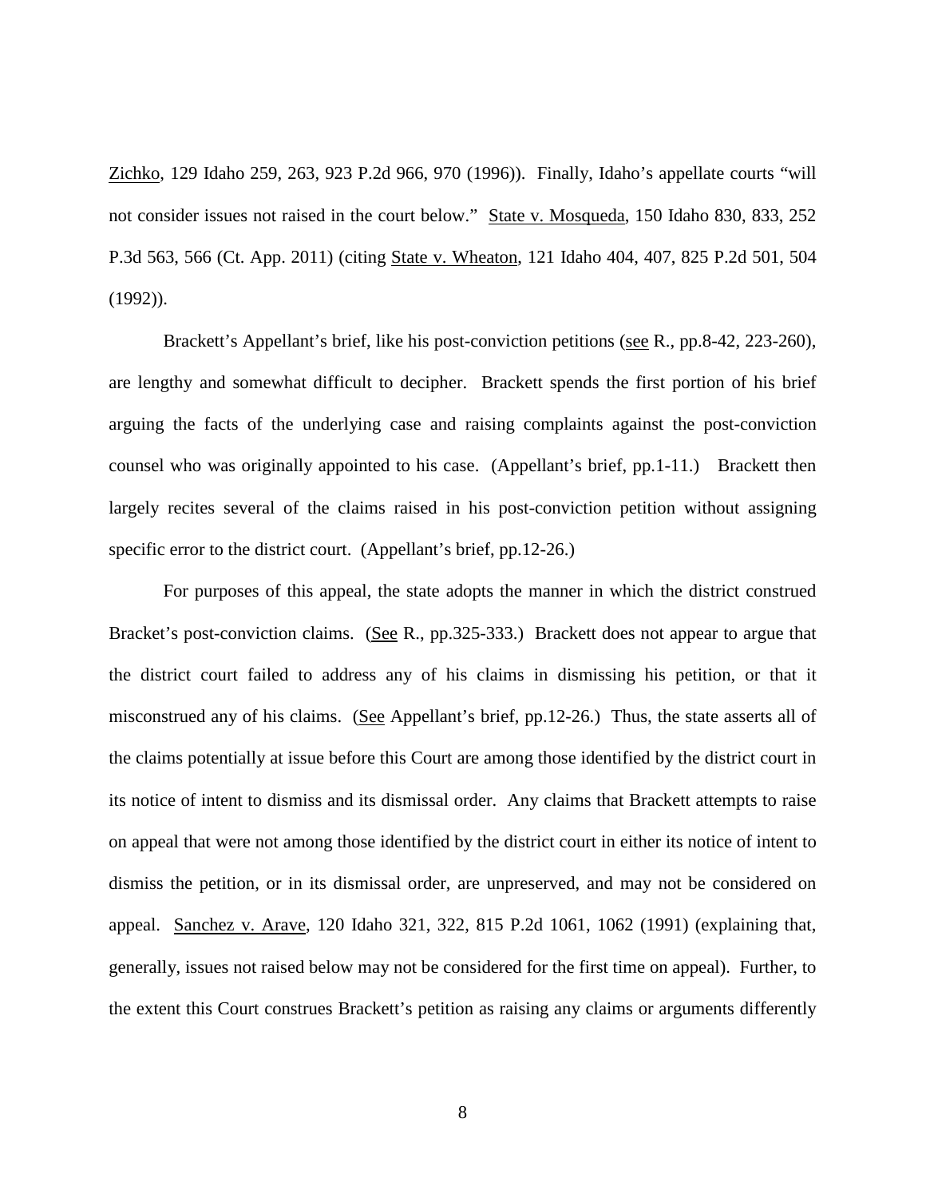Zichko, 129 Idaho 259, 263, 923 P.2d 966, 970 (1996)). Finally, Idaho's appellate courts "will not consider issues not raised in the court below." State v. Mosqueda, 150 Idaho 830, 833, 252 P.3d 563, 566 (Ct. App. 2011) (citing State v. Wheaton, 121 Idaho 404, 407, 825 P.2d 501, 504 (1992)).

Brackett's Appellant's brief, like his post-conviction petitions (see R., pp.8-42, 223-260), are lengthy and somewhat difficult to decipher. Brackett spends the first portion of his brief arguing the facts of the underlying case and raising complaints against the post-conviction counsel who was originally appointed to his case. (Appellant's brief, pp.1-11.) Brackett then largely recites several of the claims raised in his post-conviction petition without assigning specific error to the district court. (Appellant's brief, pp.12-26.)

For purposes of this appeal, the state adopts the manner in which the district construed Bracket's post-conviction claims. (See R., pp.325-333.) Brackett does not appear to argue that the district court failed to address any of his claims in dismissing his petition, or that it misconstrued any of his claims. (See Appellant's brief, pp.12-26.) Thus, the state asserts all of the claims potentially at issue before this Court are among those identified by the district court in its notice of intent to dismiss and its dismissal order. Any claims that Brackett attempts to raise on appeal that were not among those identified by the district court in either its notice of intent to dismiss the petition, or in its dismissal order, are unpreserved, and may not be considered on appeal. Sanchez v. Arave, 120 Idaho 321, 322, 815 P.2d 1061, 1062 (1991) (explaining that, generally, issues not raised below may not be considered for the first time on appeal). Further, to the extent this Court construes Brackett's petition as raising any claims or arguments differently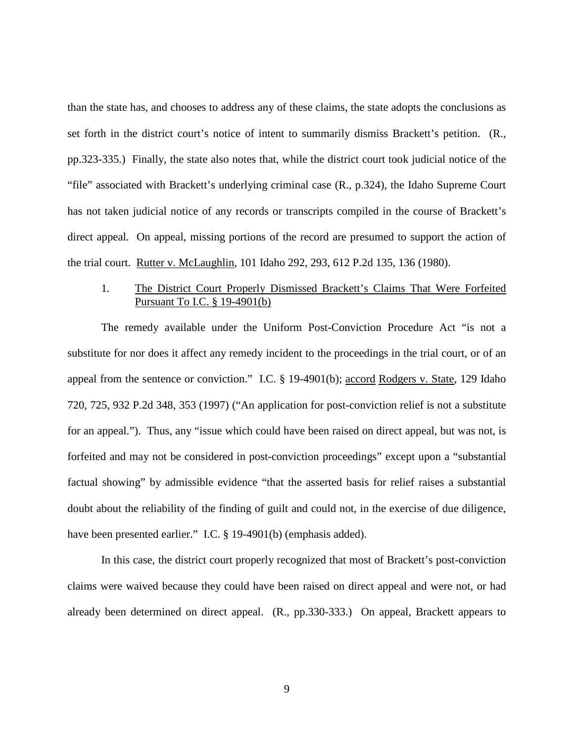than the state has, and chooses to address any of these claims, the state adopts the conclusions as set forth in the district court's notice of intent to summarily dismiss Brackett's petition. (R., pp.323-335.) Finally, the state also notes that, while the district court took judicial notice of the "file" associated with Brackett's underlying criminal case (R., p.324), the Idaho Supreme Court has not taken judicial notice of any records or transcripts compiled in the course of Brackett's direct appeal. On appeal, missing portions of the record are presumed to support the action of the trial court. Rutter v. McLaughlin, 101 Idaho 292, 293, 612 P.2d 135, 136 (1980).

1. The District Court Properly Dismissed Brackett's Claims That Were Forfeited Pursuant To I.C. § 19-4901(b)

The remedy available under the Uniform Post-Conviction Procedure Act "is not a substitute for nor does it affect any remedy incident to the proceedings in the trial court, or of an appeal from the sentence or conviction." I.C. § 19-4901(b); accord Rodgers v. State, 129 Idaho 720, 725, 932 P.2d 348, 353 (1997) ("An application for post-conviction relief is not a substitute for an appeal."). Thus, any "issue which could have been raised on direct appeal, but was not, is forfeited and may not be considered in post-conviction proceedings" except upon a "substantial factual showing" by admissible evidence "that the asserted basis for relief raises a substantial doubt about the reliability of the finding of guilt and could not, in the exercise of due diligence, have been presented earlier." I.C. § 19-4901(b) (emphasis added).

In this case, the district court properly recognized that most of Brackett's post-conviction claims were waived because they could have been raised on direct appeal and were not, or had already been determined on direct appeal. (R., pp.330-333.) On appeal, Brackett appears to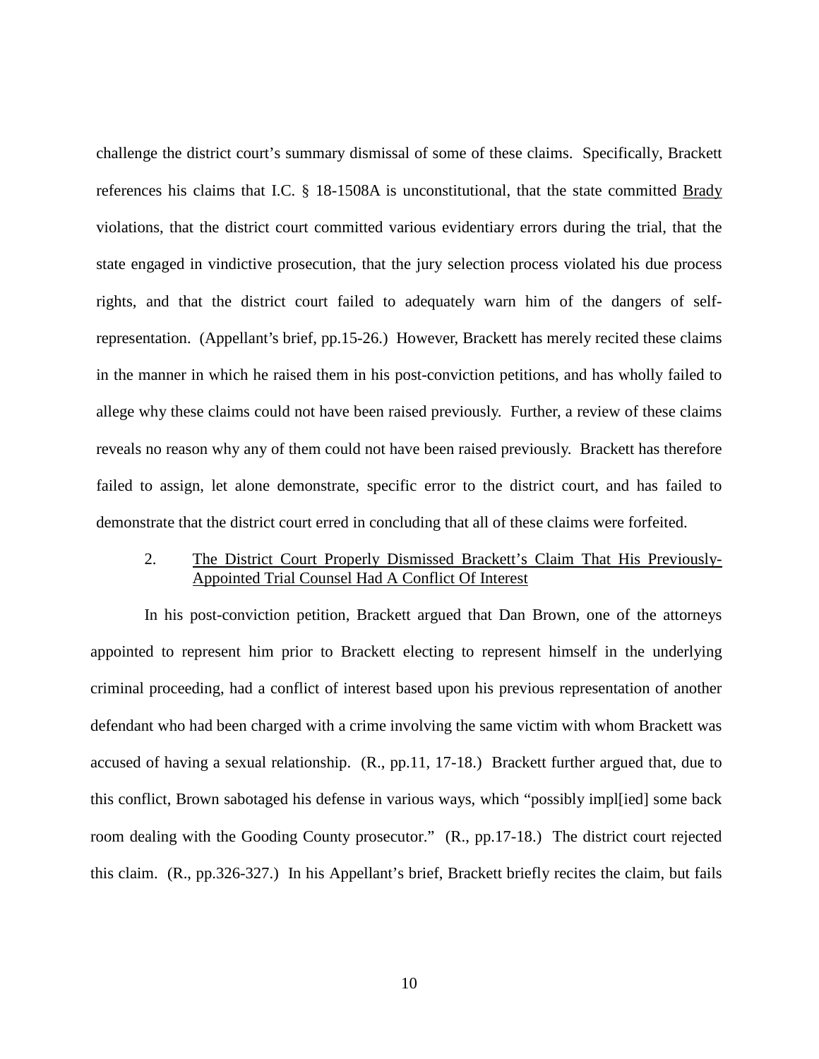challenge the district court's summary dismissal of some of these claims. Specifically, Brackett references his claims that I.C. § 18-1508A is unconstitutional, that the state committed Brady violations, that the district court committed various evidentiary errors during the trial, that the state engaged in vindictive prosecution, that the jury selection process violated his due process rights, and that the district court failed to adequately warn him of the dangers of self-representation. (Appellant's brief, pp.15-26.) However, Brackett has merely recited these claims in the manner in which he raised them in his post-conviction petitions, and has wholly failed to allege why these claims could not have been raised previously. Further, a review of these claims reveals no reason why any of them could not have been raised previously. Brackett has therefore failed to assign, let alone demonstrate, specific error to the district court, and has failed to demonstrate that the district court erred in concluding that all of these claims were forfeited.

### 2. The District Court Properly Dismissed Brackett's Claim That His Previously-Appointed Trial Counsel Had A Conflict Of Interest

In his post-conviction petition, Brackett argued that Dan Brown, one of the attorneys appointed to represent him prior to Brackett electing to represent himself in the underlying criminal proceeding, had a conflict of interest based upon his previous representation of another defendant who had been charged with a crime involving the same victim with whom Brackett was accused of having a sexual relationship. (R., pp.11, 17-18.) Brackett further argued that, due to this conflict, Brown sabotaged his defense in various ways, which "possibly impl[ied] some back room dealing with the Gooding County prosecutor." (R., pp.17-18.) The district court rejected this claim. (R., pp.326-327.) In his Appellant's brief, Brackett briefly recites the claim, but fails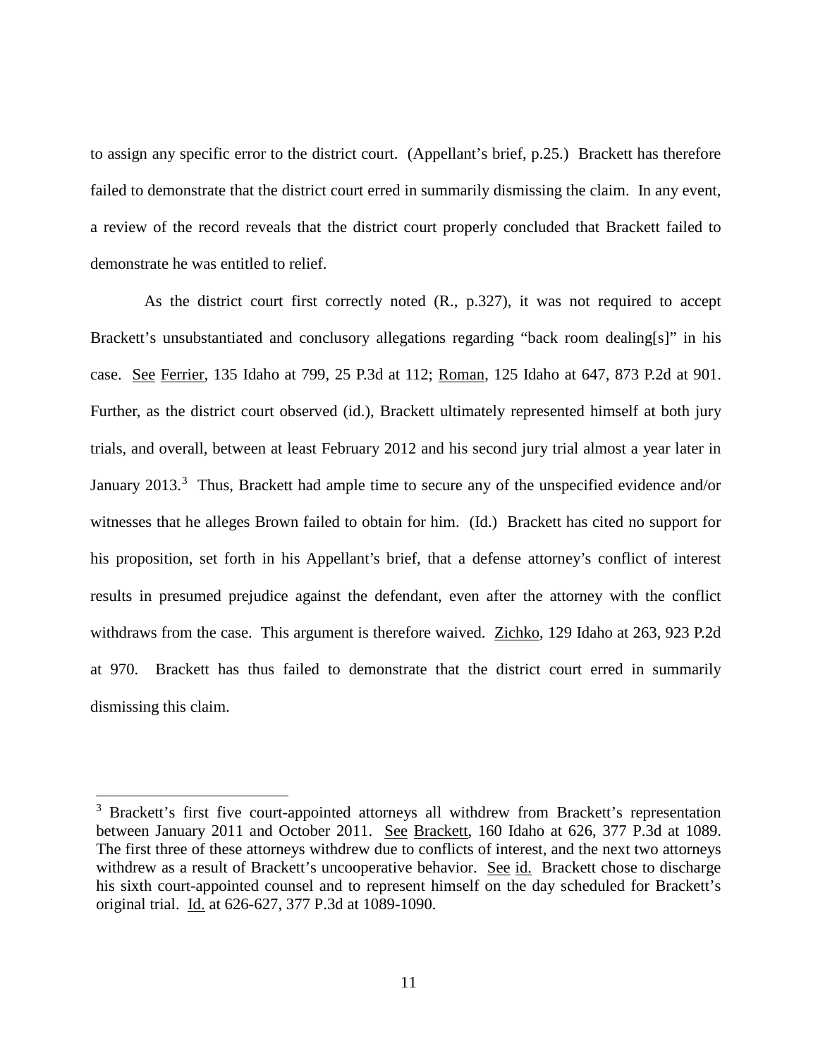to assign any specific error to the district court. (Appellant's brief, p.25.) Brackett has therefore failed to demonstrate that the district court erred in summarily dismissing the claim. In any event, a review of the record reveals that the district court properly concluded that Brackett failed to demonstrate he was entitled to relief.

As the district court first correctly noted (R., p.327), it was not required to accept Brackett's unsubstantiated and conclusory allegations regarding "back room dealing[s]" in his case. See Ferrier, 135 Idaho at 799, 25 P.3d at 112; Roman, 125 Idaho at 647, 873 P.2d at 901. Further, as the district court observed (id.), Brackett ultimately represented himself at both jury trials, and overall, between at least February 2012 and his second jury trial almost a year later in January 2013.[3] Thus, Brackett had ample time to secure any of the unspecified evidence and/or witnesses that he alleges Brown failed to obtain for him. (Id.) Brackett has cited no support for his proposition, set forth in his Appellant's brief, that a defense attorney's conflict of interest results in presumed prejudice against the defendant, even after the attorney with the conflict withdraws from the case. This argument is therefore waived. Zichko, 129 Idaho at 263, 923 P.2d at 970. Brackett has thus failed to demonstrate that the district court erred in summarily dismissing this claim.

[3] Brackett's first five court-appointed attorneys all withdrew from Brackett's representation between January 2011 and October 2011. See Brackett, 160 Idaho at 626, 377 P.3d at 1089. The first three of these attorneys withdrew due to conflicts of interest, and the next two attorneys withdrew as a result of Brackett's uncooperative behavior. See id. Brackett chose to discharge his sixth court-appointed counsel and to represent himself on the day scheduled for Brackett's original trial. Id. at 626-627, 377 P.3d at 1089-1090.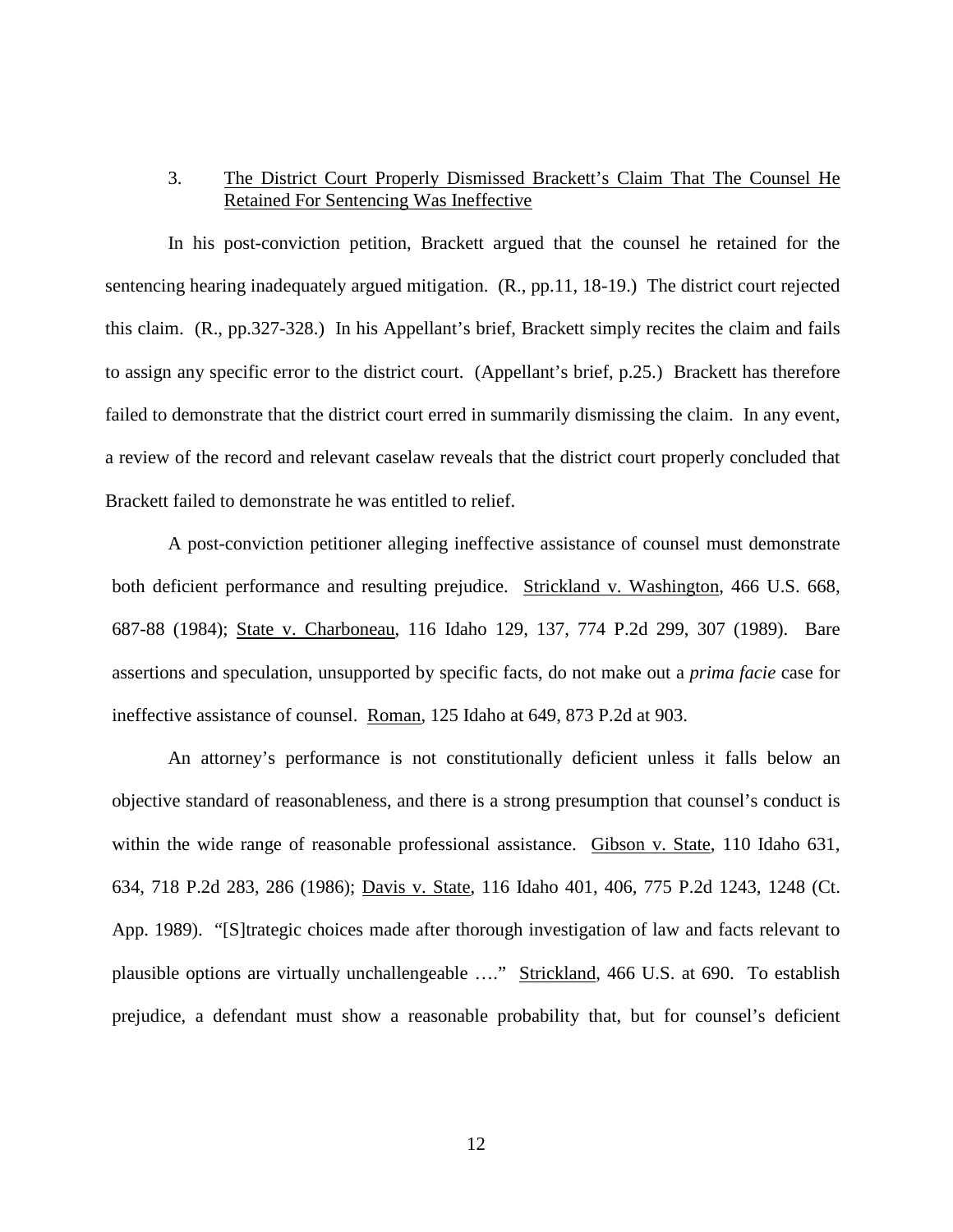### 3. The District Court Properly Dismissed Brackett's Claim That The Counsel He Retained For Sentencing Was Ineffective

In his post-conviction petition, Brackett argued that the counsel he retained for the sentencing hearing inadequately argued mitigation. (R., pp.11, 18-19.) The district court rejected this claim. (R., pp.327-328.) In his Appellant's brief, Brackett simply recites the claim and fails to assign any specific error to the district court. (Appellant's brief, p.25.) Brackett has therefore failed to demonstrate that the district court erred in summarily dismissing the claim. In any event, a review of the record and relevant caselaw reveals that the district court properly concluded that Brackett failed to demonstrate he was entitled to relief.

A post-conviction petitioner alleging ineffective assistance of counsel must demonstrate both deficient performance and resulting prejudice. Strickland v. Washington, 466 U.S. 668, 687-88 (1984); State v. Charboneau, 116 Idaho 129, 137, 774 P.2d 299, 307 (1989). Bare assertions and speculation, unsupported by specific facts, do not make out a *prima facie* case for ineffective assistance of counsel. Roman, 125 Idaho at 649, 873 P.2d at 903.

An attorney's performance is not constitutionally deficient unless it falls below an objective standard of reasonableness, and there is a strong presumption that counsel's conduct is within the wide range of reasonable professional assistance. Gibson v. State, 110 Idaho 631, 634, 718 P.2d 283, 286 (1986); Davis v. State, 116 Idaho 401, 406, 775 P.2d 1243, 1248 (Ct. App. 1989). "[S]trategic choices made after thorough investigation of law and facts relevant to plausible options are virtually unchallengeable …." Strickland, 466 U.S. at 690. To establish prejudice, a defendant must show a reasonable probability that, but for counsel's deficient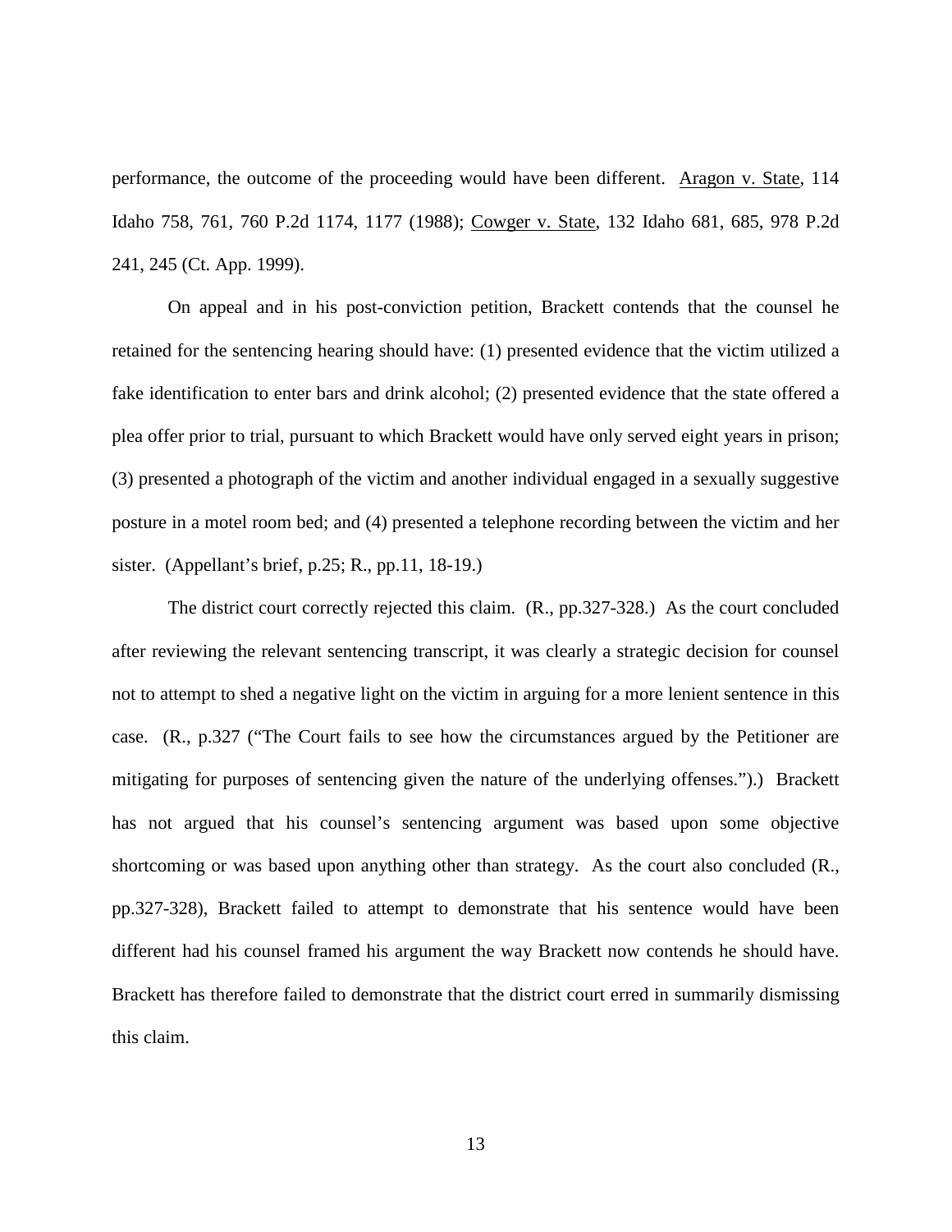performance, the outcome of the proceeding would have been different. Aragon v. State, 114 Idaho 758, 761, 760 P.2d 1174, 1177 (1988); Cowger v. State, 132 Idaho 681, 685, 978 P.2d 241, 245 (Ct. App. 1999).

On appeal and in his post-conviction petition, Brackett contends that the counsel he retained for the sentencing hearing should have: (1) presented evidence that the victim utilized a fake identification to enter bars and drink alcohol; (2) presented evidence that the state offered a plea offer prior to trial, pursuant to which Brackett would have only served eight years in prison; (3) presented a photograph of the victim and another individual engaged in a sexually suggestive posture in a motel room bed; and (4) presented a telephone recording between the victim and her sister. (Appellant's brief, p.25; R., pp.11, 18-19.)

The district court correctly rejected this claim. (R., pp.327-328.) As the court concluded after reviewing the relevant sentencing transcript, it was clearly a strategic decision for counsel not to attempt to shed a negative light on the victim in arguing for a more lenient sentence in this case. (R., p.327 ("The Court fails to see how the circumstances argued by the Petitioner are mitigating for purposes of sentencing given the nature of the underlying offenses.").) Brackett has not argued that his counsel's sentencing argument was based upon some objective shortcoming or was based upon anything other than strategy. As the court also concluded (R., pp.327-328), Brackett failed to attempt to demonstrate that his sentence would have been different had his counsel framed his argument the way Brackett now contends he should have. Brackett has therefore failed to demonstrate that the district court erred in summarily dismissing this claim.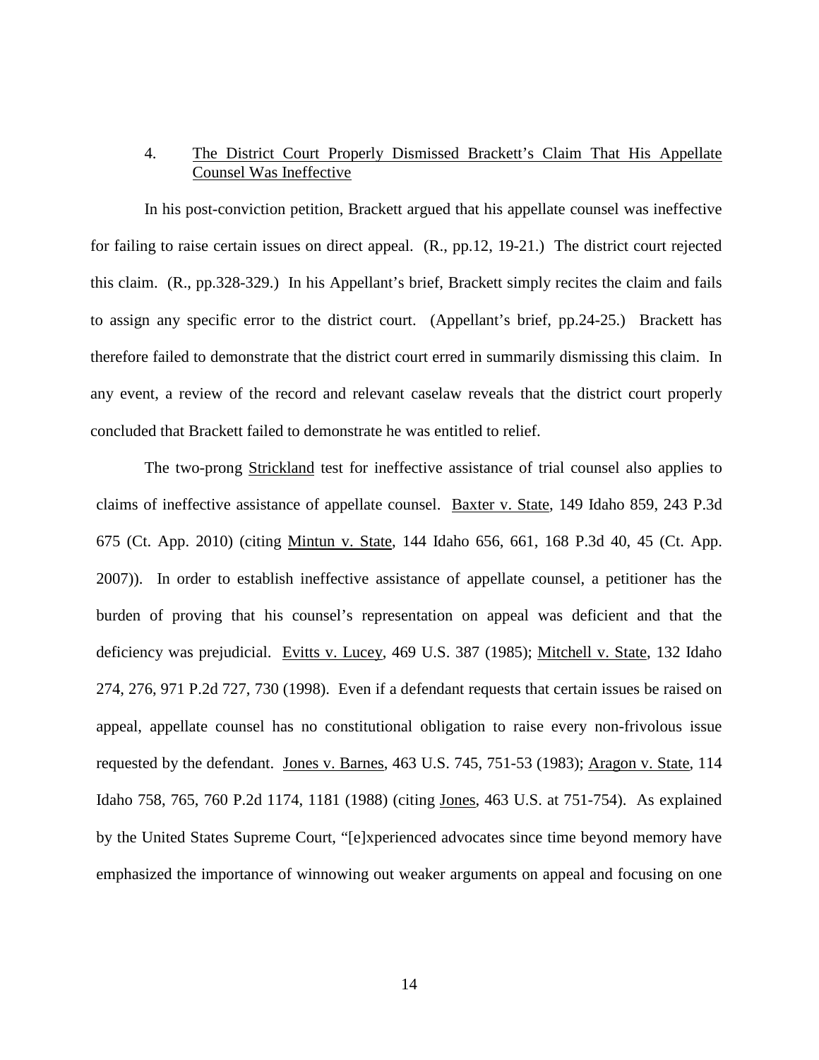4. <u>The District Court Properly Dismissed Brackett's Claim That His Appellate Counsel Was Ineffective</u>

In his post-conviction petition, Brackett argued that his appellate counsel was ineffective for failing to raise certain issues on direct appeal. (R., pp.12, 19-21.) The district court rejected this claim. (R., pp.328-329.) In his Appellant's brief, Brackett simply recites the claim and fails to assign any specific error to the district court. (Appellant's brief, pp.24-25.) Brackett has therefore failed to demonstrate that the district court erred in summarily dismissing this claim. In any event, a review of the record and relevant caselaw reveals that the district court properly concluded that Brackett failed to demonstrate he was entitled to relief.

The two-prong <u>Strickland</u> test for ineffective assistance of trial counsel also applies to claims of ineffective assistance of appellate counsel. <u>Baxter v. State</u>, 149 Idaho 859, 243 P.3d 675 (Ct. App. 2010) (citing <u>Mintun v. State</u>, 144 Idaho 656, 661, 168 P.3d 40, 45 (Ct. App. 2007)). In order to establish ineffective assistance of appellate counsel, a petitioner has the burden of proving that his counsel's representation on appeal was deficient and that the deficiency was prejudicial. <u>Evitts v. Lucey</u>, 469 U.S. 387 (1985); <u>Mitchell v. State</u>, 132 Idaho 274, 276, 971 P.2d 727, 730 (1998). Even if a defendant requests that certain issues be raised on appeal, appellate counsel has no constitutional obligation to raise every non-frivolous issue requested by the defendant. <u>Jones v. Barnes</u>, 463 U.S. 745, 751-53 (1983); <u>Aragon v. State</u>, 114 Idaho 758, 765, 760 P.2d 1174, 1181 (1988) (citing <u>Jones</u>, 463 U.S. at 751-754). As explained by the United States Supreme Court, "[e]xperienced advocates since time beyond memory have emphasized the importance of winnowing out weaker arguments on appeal and focusing on one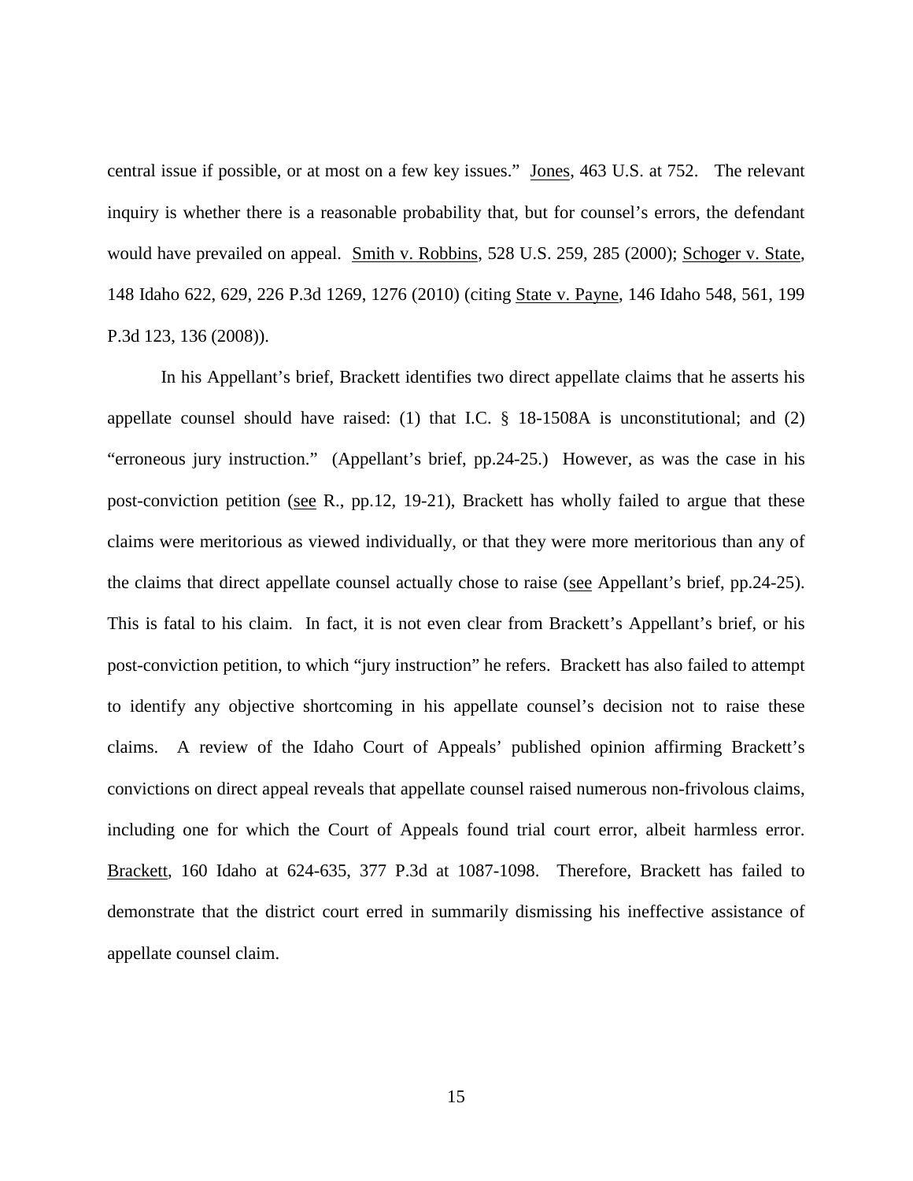central issue if possible, or at most on a few key issues." Jones, 463 U.S. at 752. The relevant inquiry is whether there is a reasonable probability that, but for counsel's errors, the defendant would have prevailed on appeal. Smith v. Robbins, 528 U.S. 259, 285 (2000); Schoger v. State, 148 Idaho 622, 629, 226 P.3d 1269, 1276 (2010) (citing State v. Payne, 146 Idaho 548, 561, 199 P.3d 123, 136 (2008)).

In his Appellant's brief, Brackett identifies two direct appellate claims that he asserts his appellate counsel should have raised: (1) that I.C. § 18-1508A is unconstitutional; and (2) "erroneous jury instruction." (Appellant's brief, pp.24-25.) However, as was the case in his post-conviction petition (see R., pp.12, 19-21), Brackett has wholly failed to argue that these claims were meritorious as viewed individually, or that they were more meritorious than any of the claims that direct appellate counsel actually chose to raise (see Appellant's brief, pp.24-25). This is fatal to his claim. In fact, it is not even clear from Brackett's Appellant's brief, or his post-conviction petition, to which "jury instruction" he refers. Brackett has also failed to attempt to identify any objective shortcoming in his appellate counsel's decision not to raise these claims. A review of the Idaho Court of Appeals' published opinion affirming Brackett's convictions on direct appeal reveals that appellate counsel raised numerous non-frivolous claims, including one for which the Court of Appeals found trial court error, albeit harmless error. Brackett, 160 Idaho at 624-635, 377 P.3d at 1087-1098. Therefore, Brackett has failed to demonstrate that the district court erred in summarily dismissing his ineffective assistance of appellate counsel claim.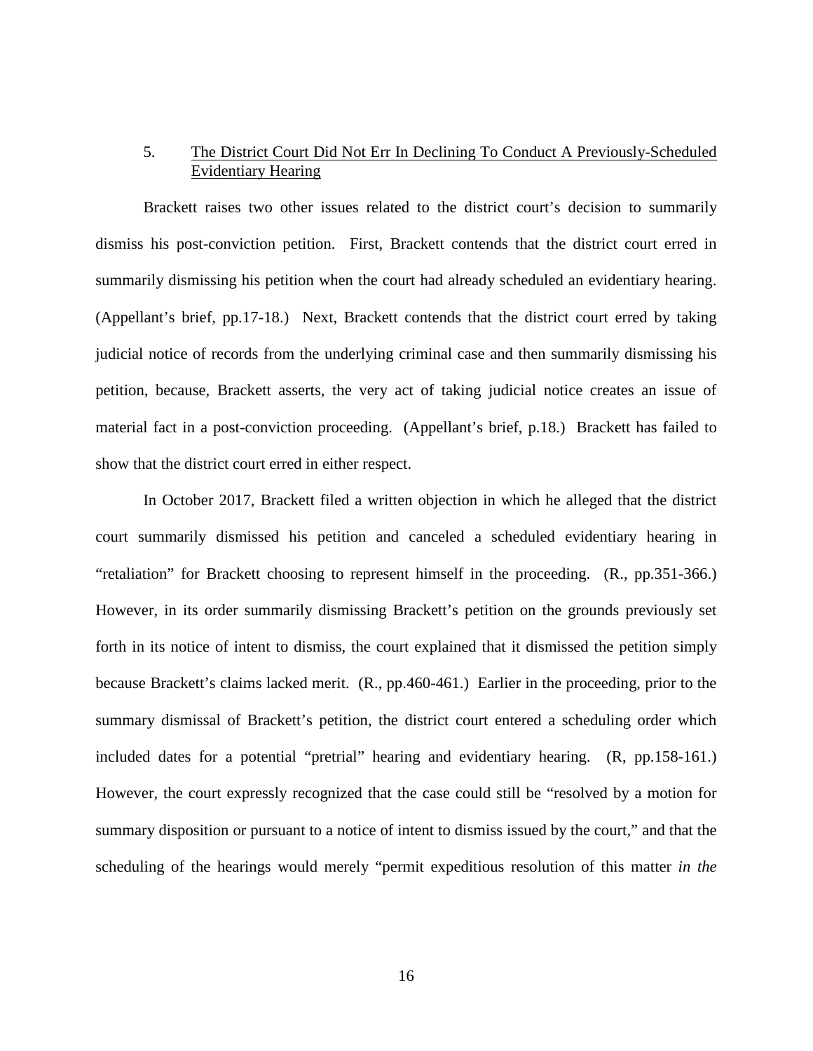5. <u>The District Court Did Not Err In Declining To Conduct A Previously-Scheduled Evidentiary Hearing</u>

Brackett raises two other issues related to the district court's decision to summarily dismiss his post-conviction petition. First, Brackett contends that the district court erred in summarily dismissing his petition when the court had already scheduled an evidentiary hearing. (Appellant's brief, pp.17-18.) Next, Brackett contends that the district court erred by taking judicial notice of records from the underlying criminal case and then summarily dismissing his petition, because, Brackett asserts, the very act of taking judicial notice creates an issue of material fact in a post-conviction proceeding. (Appellant's brief, p.18.) Brackett has failed to show that the district court erred in either respect.

In October 2017, Brackett filed a written objection in which he alleged that the district court summarily dismissed his petition and canceled a scheduled evidentiary hearing in "retaliation" for Brackett choosing to represent himself in the proceeding. (R., pp.351-366.) However, in its order summarily dismissing Brackett's petition on the grounds previously set forth in its notice of intent to dismiss, the court explained that it dismissed the petition simply because Brackett's claims lacked merit. (R., pp.460-461.) Earlier in the proceeding, prior to the summary dismissal of Brackett's petition, the district court entered a scheduling order which included dates for a potential "pretrial" hearing and evidentiary hearing. (R, pp.158-161.) However, the court expressly recognized that the case could still be "resolved by a motion for summary disposition or pursuant to a notice of intent to dismiss issued by the court," and that the scheduling of the hearings would merely "permit expeditious resolution of this matter *in the*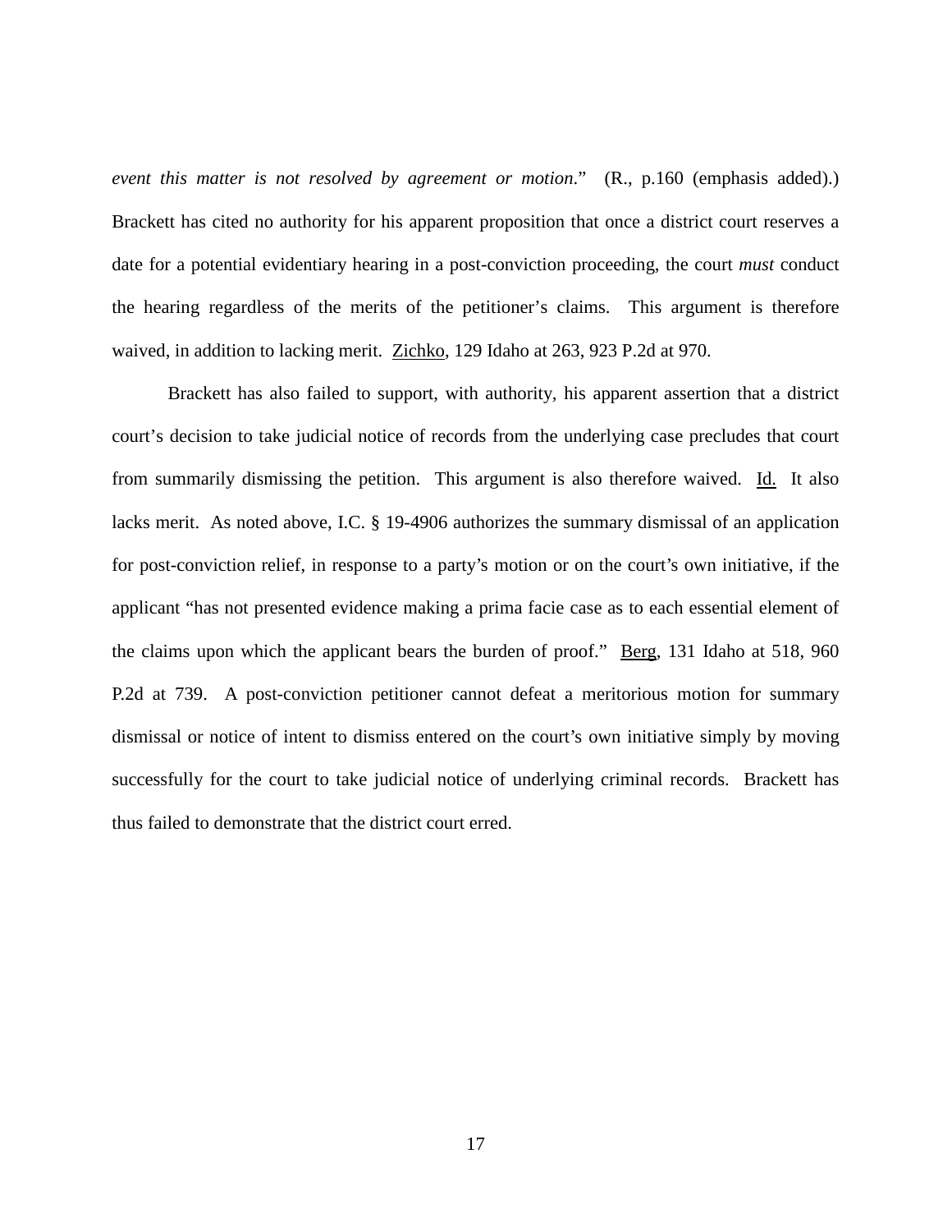*event this matter is not resolved by agreement or motion*." (R., p.160 (emphasis added).) Brackett has cited no authority for his apparent proposition that once a district court reserves a date for a potential evidentiary hearing in a post-conviction proceeding, the court *must* conduct the hearing regardless of the merits of the petitioner's claims. This argument is therefore waived, in addition to lacking merit. Zichko, 129 Idaho at 263, 923 P.2d at 970.

Brackett has also failed to support, with authority, his apparent assertion that a district court's decision to take judicial notice of records from the underlying case precludes that court from summarily dismissing the petition. This argument is also therefore waived. Id. It also lacks merit. As noted above, I.C. § 19-4906 authorizes the summary dismissal of an application for post-conviction relief, in response to a party's motion or on the court's own initiative, if the applicant "has not presented evidence making a prima facie case as to each essential element of the claims upon which the applicant bears the burden of proof." Berg, 131 Idaho at 518, 960 P.2d at 739. A post-conviction petitioner cannot defeat a meritorious motion for summary dismissal or notice of intent to dismiss entered on the court's own initiative simply by moving successfully for the court to take judicial notice of underlying criminal records. Brackett has thus failed to demonstrate that the district court erred.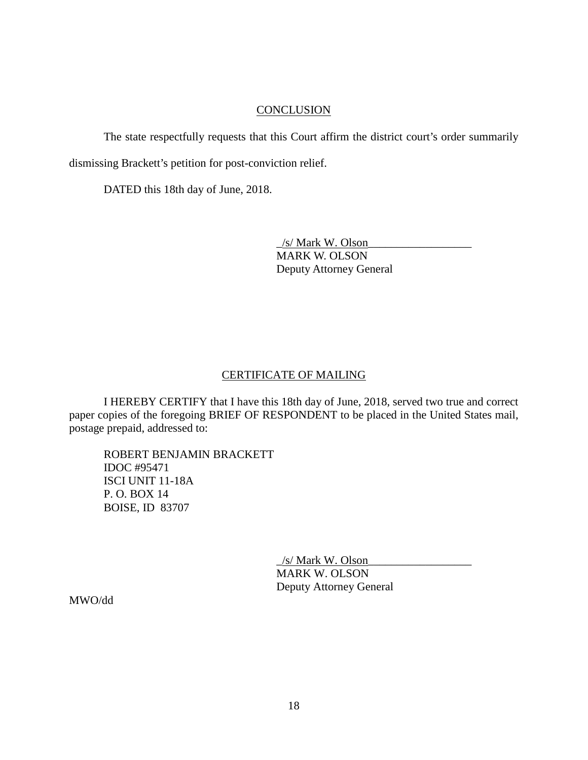## CONCLUSION

The state respectfully requests that this Court affirm the district court's order summarily dismissing Brackett's petition for post-conviction relief.

DATED this 18th day of June, 2018.

/s/ Mark W. Olson
MARK W. OLSON
Deputy Attorney General

## CERTIFICATE OF MAILING

I HEREBY CERTIFY that I have this 18th day of June, 2018, served two true and correct paper copies of the foregoing BRIEF OF RESPONDENT to be placed in the United States mail, postage prepaid, addressed to:

ROBERT BENJAMIN BRACKETT
IDOC #95471
ISCI UNIT 11-18A
P. O. BOX 14
BOISE, ID 83707

/s/ Mark W. Olson
MARK W. OLSON
Deputy Attorney General

MWO/dd